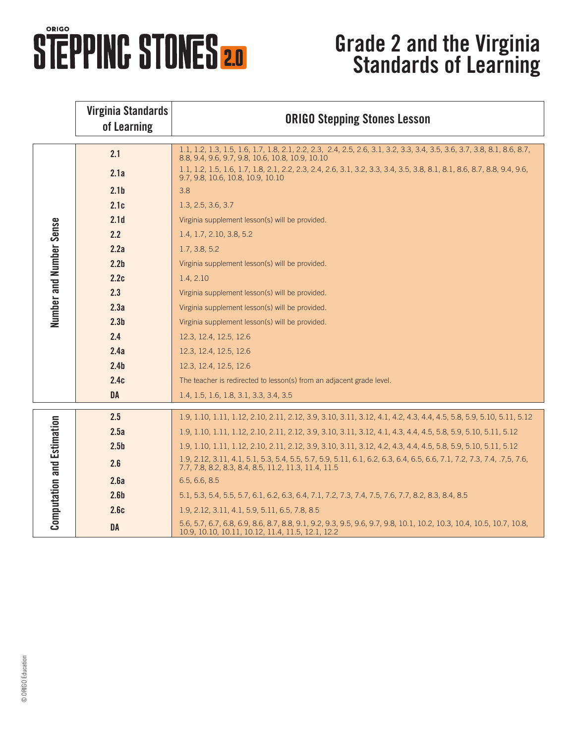# ORIGO STEPPING STONES 2.0

# Grade 2 and the Virginia Standards of Learning

| | Virginia Standards of Learning | ORIGO Stepping Stones Lesson |
|---|---|---|
| Number and Number Sense | 2.1 | 1.1, 1.2, 1.3, 1.5, 1.6, 1.7, 1.8, 2.1, 2.2, 2.3, 2.4, 2.5, 2.6, 3.1, 3.2, 3.3, 3.4, 3.5, 3.6, 3.7, 3.8, 8.1, 8.6, 8.7, 8.8, 9.4, 9.6, 9.7, 9.8, 10.6, 10.8, 10.9, 10.10 |
| | 2.1a | 1.1, 1.2, 1.5, 1.6, 1.7, 1.8, 2.1, 2.2, 2.3, 2.4, 2.6, 3.1, 3.2, 3.3, 3.4, 3.5, 3.8, 8.1, 8.1, 8.6, 8.7, 8.8, 9.4, 9.6, 9.7, 9.8, 10.6, 10.8, 10.9, 10.10 |
| | 2.1b | 3.8 |
| | 2.1c | 1.3, 2.5, 3.6, 3.7 |
| | 2.1d | Virginia supplement lesson(s) will be provided. |
| | 2.2 | 1.4, 1.7, 2.10, 3.8, 5.2 |
| | 2.2a | 1.7, 3.8, 5.2 |
| | 2.2b | Virginia supplement lesson(s) will be provided. |
| | 2.2c | 1.4, 2.10 |
| | 2.3 | Virginia supplement lesson(s) will be provided. |
| | 2.3a | Virginia supplement lesson(s) will be provided. |
| | 2.3b | Virginia supplement lesson(s) will be provided. |
| | 2.4 | 12.3, 12.4, 12.5, 12.6 |
| | 2.4a | 12.3, 12.4, 12.5, 12.6 |
| | 2.4b | 12.3, 12.4, 12.5, 12.6 |
| | 2.4c | The teacher is redirected to lesson(s) from an adjacent grade level. |
| | DA | 1.4, 1.5, 1.6, 1.8, 3.1, 3.3, 3.4, 3.5 |
| Computation and Estimation | 2.5 | 1.9, 1.10, 1.11, 1.12, 2.10, 2.11, 2.12, 3.9, 3.10, 3.11, 3.12, 4.1, 4.2, 4.3, 4.4, 4.5, 5.8, 5.9, 5.10, 5.11, 5.12 |
| | 2.5a | 1.9, 1.10, 1.11, 1.12, 2.10, 2.11, 2.12, 3.9, 3.10, 3.11, 3.12, 4.1, 4.3, 4.4, 4.5, 5.8, 5.9, 5.10, 5.11, 5.12 |
| | 2.5b | 1.9, 1.10, 1.11, 1.12, 2.10, 2.11, 2.12, 3.9, 3.10, 3.11, 3.12, 4.2, 4.3, 4.4, 4.5, 5.8, 5.9, 5.10, 5.11, 5.12 |
| | 2.6 | 1.9, 2.12, 3.11, 4.1, 5.1, 5.3, 5.4, 5.5, 5.7, 5.9, 5.11, 6.1, 6.2, 6.3, 6.4, 6.5, 6.6, 7.1, 7.2, 7.3, 7.4, .7,5, 7.6, 7.7, 7.8, 8.2, 8.3, 8.4, 8.5, 11.2, 11.3, 11.4, 11.5 |
| | 2.6a | 6.5, 6.6, 8.5 |
| | 2.6b | 5.1, 5.3, 5.4, 5.5, 5.7, 6.1, 6.2, 6.3, 6.4, 7.1, 7.2, 7.3, 7.4, 7.5, 7.6, 7.7, 8.2, 8.3, 8.4, 8.5 |
| | 2.6c | 1.9, 2.12, 3.11, 4.1, 5.9, 5.11, 6.5, 7.8, 8.5 |
| | DA | 5.6, 5.7, 6.7, 6.8, 6.9, 8.6, 8.7, 8.8, 9.1, 9.2, 9.3, 9.5, 9.6, 9.7, 9.8, 10.1, 10.2, 10.3, 10.4, 10.5, 10.7, 10.8, 10.9, 10.10, 10.11, 10.12, 11.4, 11.5, 12.1, 12.2 |

© ORIGO Education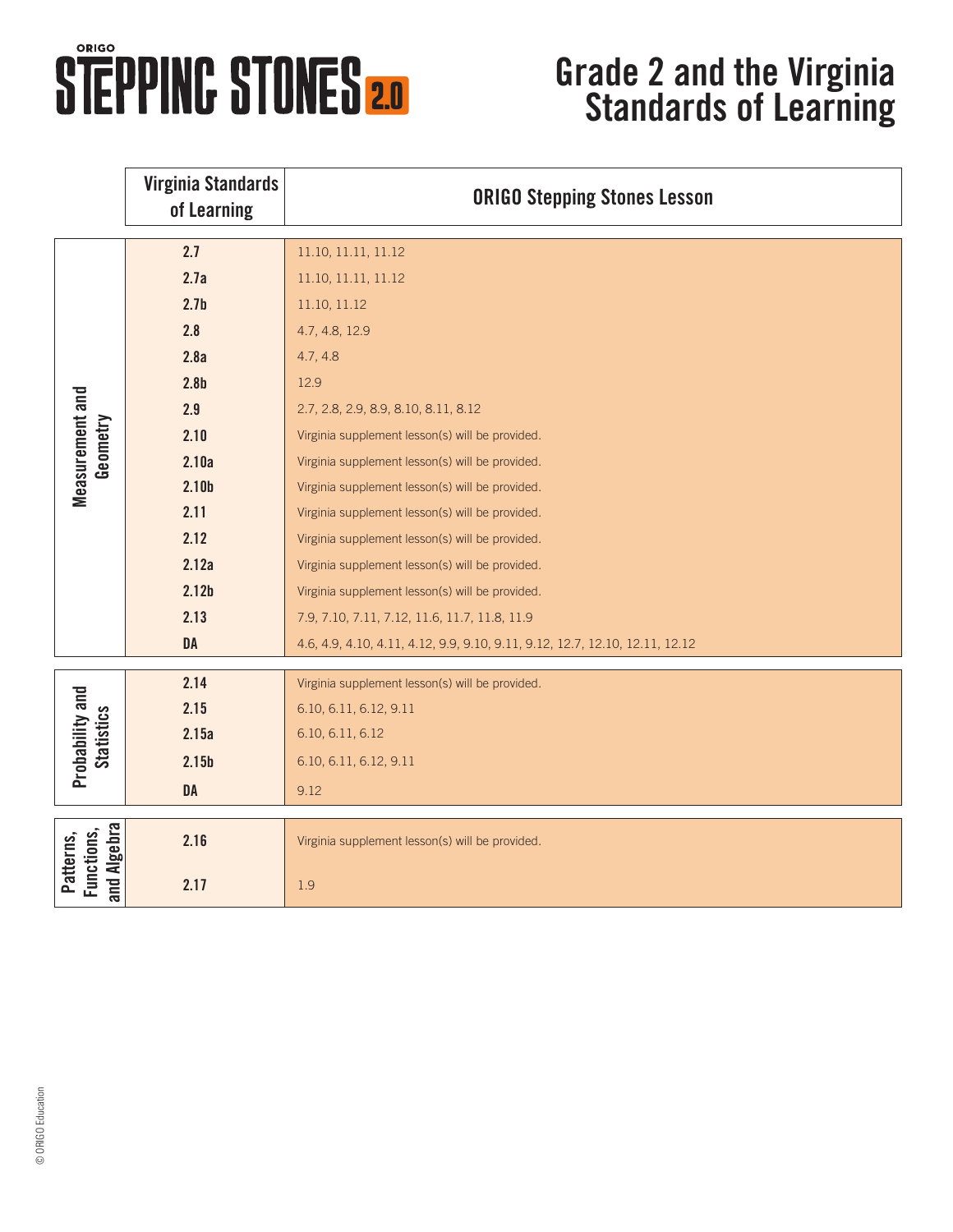# Grade 2 and the Virginia Standards of Learning

| | Virginia Standards of Learning | ORIGO Stepping Stones Lesson |
|---|---|---|
| Measurement and Geometry | 2.7 | 11.10, 11.11, 11.12 |
| | 2.7a | 11.10, 11.11, 11.12 |
| | 2.7b | 11.10, 11.12 |
| | 2.8 | 4.7, 4.8, 12.9 |
| | 2.8a | 4.7, 4.8 |
| | 2.8b | 12.9 |
| | 2.9 | 2.7, 2.8, 2.9, 8.9, 8.10, 8.11, 8.12 |
| | 2.10 | Virginia supplement lesson(s) will be provided. |
| | 2.10a | Virginia supplement lesson(s) will be provided. |
| | 2.10b | Virginia supplement lesson(s) will be provided. |
| | 2.11 | Virginia supplement lesson(s) will be provided. |
| | 2.12 | Virginia supplement lesson(s) will be provided. |
| | 2.12a | Virginia supplement lesson(s) will be provided. |
| | 2.12b | Virginia supplement lesson(s) will be provided. |
| | 2.13 | 7.9, 7.10, 7.11, 7.12, 11.6, 11.7, 11.8, 11.9 |
| | DA | 4.6, 4.9, 4.10, 4.11, 4.12, 9.9, 9.10, 9.11, 9.12, 12.7, 12.10, 12.11, 12.12 |
| Probability and Statistics | 2.14 | Virginia supplement lesson(s) will be provided. |
| | 2.15 | 6.10, 6.11, 6.12, 9.11 |
| | 2.15a | 6.10, 6.11, 6.12 |
| | 2.15b | 6.10, 6.11, 6.12, 9.11 |
| | DA | 9.12 |
| Patterns, Functions, and Algebra | 2.16 | Virginia supplement lesson(s) will be provided. |
| | 2.17 | 1.9 |

© ORIGO Education